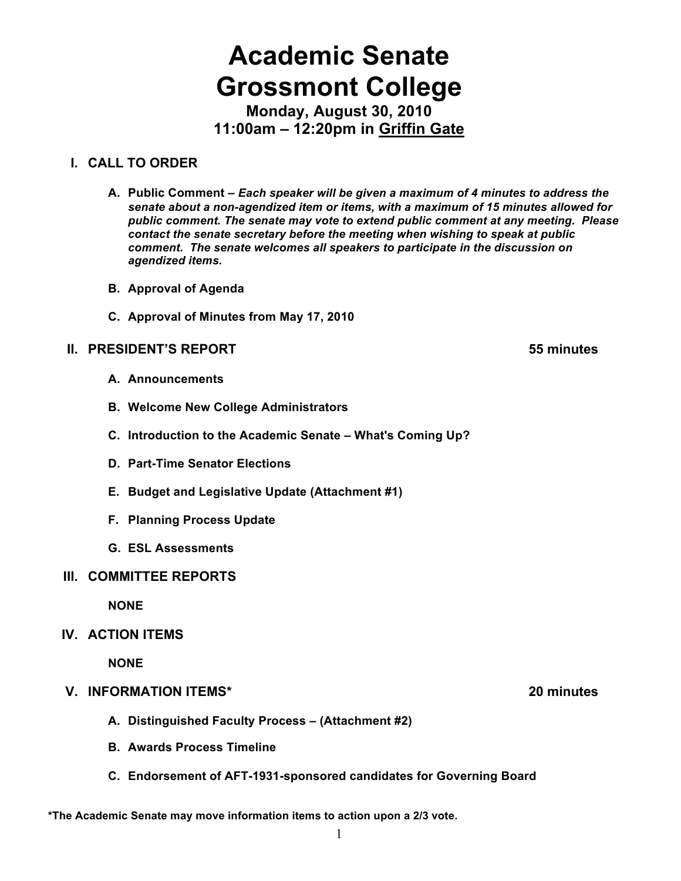# Academic Senate
# Grossmont College

**Monday, August 30, 2010**
**11:00am – 12:20pm in Griffin Gate**

## I. CALL TO ORDER

**A. Public Comment –** ***Each speaker will be given a maximum of 4 minutes to address the senate about a non-agendized item or items, with a maximum of 15 minutes allowed for public comment. The senate may vote to extend public comment at any meeting. Please contact the senate secretary before the meeting when wishing to speak at public comment. The senate welcomes all speakers to participate in the discussion on agendized items.***

**B. Approval of Agenda**

**C. Approval of Minutes from May 17, 2010**

## II. PRESIDENT'S REPORT — 55 minutes

**A. Announcements**

**B. Welcome New College Administrators**

**C. Introduction to the Academic Senate – What's Coming Up?**

**D. Part-Time Senator Elections**

**E. Budget and Legislative Update (Attachment #1)**

**F. Planning Process Update**

**G. ESL Assessments**

## III. COMMITTEE REPORTS

**NONE**

## IV. ACTION ITEMS

**NONE**

## V. INFORMATION ITEMS* — 20 minutes

**A. Distinguished Faculty Process – (Attachment #2)**

**B. Awards Process Timeline**

**C. Endorsement of AFT-1931-sponsored candidates for Governing Board**

**\*The Academic Senate may move information items to action upon a 2/3 vote.**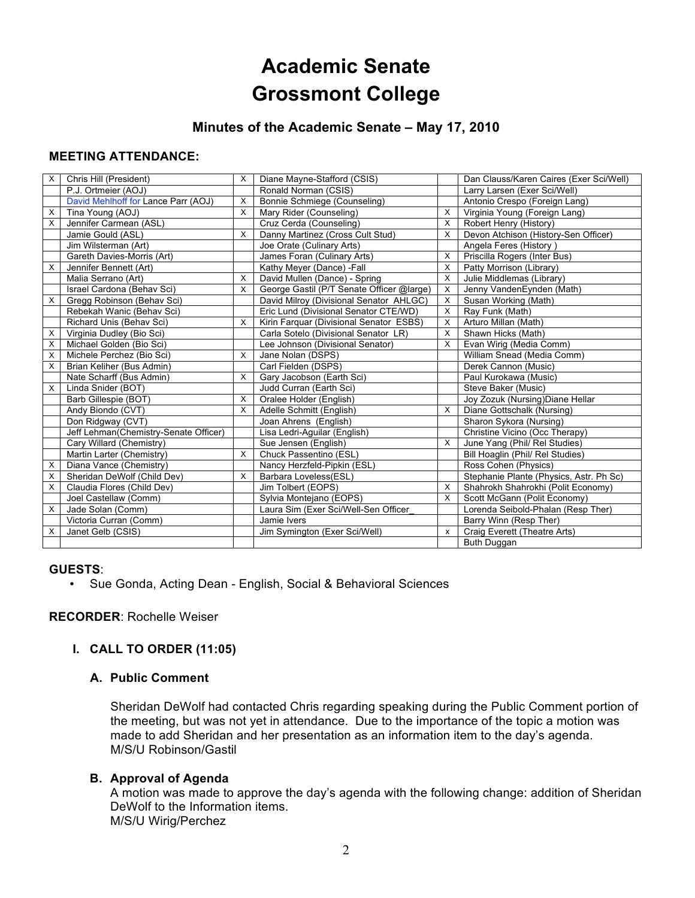# Academic Senate
# Grossmont College

### Minutes of the Academic Senate – May 17, 2010

**MEETING ATTENDANCE:**

| | | | | | |
|---|---|---|---|---|---|
| X | Chris Hill (President) | X | Diane Mayne-Stafford (CSIS) | | Dan Clauss/Karen Caires (Exer Sci/Well) |
| | P.J. Ortmeier (AOJ) | | Ronald Norman (CSIS) | | Larry Larsen (Exer Sci/Well) |
| | David Mehlhoff for Lance Parr (AOJ) | X | Bonnie Schmiege (Counseling) | | Antonio Crespo (Foreign Lang) |
| X | Tina Young (AOJ) | X | Mary Rider (Counseling) | X | Virginia Young (Foreign Lang) |
| X | Jennifer Carmean (ASL) | | Cruz Cerda (Counseling) | X | Robert Henry (History) |
| | Jamie Gould (ASL) | X | Danny Martinez (Cross Cult Stud) | X | Devon Atchison (History-Sen Officer) |
| | Jim Wilsterman (Art) | | Joe Orate (Culinary Arts) | | Angela Feres (History ) |
| | Gareth Davies-Morris (Art) | | James Foran (Culinary Arts) | X | Priscilla Rogers (Inter Bus) |
| X | Jennifer Bennett (Art) | | Kathy Meyer (Dance) -Fall | X | Patty Morrison (Library) |
| | Malia Serrano (Art) | X | David Mullen (Dance) - Spring | X | Julie Middlemas (Library) |
| | Israel Cardona (Behav Sci) | X | George Gastil (P/T Senate Officer @large) | X | Jenny VandenEynden (Math) |
| X | Gregg Robinson (Behav Sci) | | David Milroy (Divisional Senator AHLGC) | X | Susan Working (Math) |
| | Rebekah Wanic (Behav Sci) | | Eric Lund (Divisional Senator CTE/WD) | X | Ray Funk (Math) |
| | Richard Unis (Behav Sci) | X | Kirin Farquar (Divisional Senator ESBS) | X | Arturo Millan (Math) |
| X | Virginia Dudley (Bio Sci) | | Carla Sotelo (Divisional Senator LR) | X | Shawn Hicks (Math) |
| X | Michael Golden (Bio Sci) | | Lee Johnson (Divisional Senator) | X | Evan Wirig (Media Comm) |
| X | Michele Perchez (Bio Sci) | X | Jane Nolan (DSPS) | | William Snead (Media Comm) |
| X | Brian Keliher (Bus Admin) | | Carl Fielden (DSPS) | | Derek Cannon (Music) |
| | Nate Scharff (Bus Admin) | X | Gary Jacobson (Earth Sci) | | Paul Kurokawa (Music) |
| X | Linda Snider (BOT) | | Judd Curran (Earth Sci) | | Steve Baker (Music) |
| | Barb Gillespie (BOT) | X | Oralee Holder (English) | | Joy Zozuk (Nursing)Diane Hellar |
| | Andy Biondo (CVT) | X | Adelle Schmitt (English) | X | Diane Gottschalk (Nursing) |
| | Don Ridgway (CVT) | | Joan Ahrens (English) | | Sharon Sykora (Nursing) |
| | Jeff Lehman(Chemistry-Senate Officer) | | Lisa Ledri-Aguilar (English) | | Christine Vicino (Occ Therapy) |
| | Cary Willard (Chemistry) | | Sue Jensen (English) | X | June Yang (Phil/ Rel Studies) |
| | Martin Larter (Chemistry) | X | Chuck Passentino (ESL) | | Bill Hoaglin (Phil/ Rel Studies) |
| X | Diana Vance (Chemistry) | | Nancy Herzfeld-Pipkin (ESL) | | Ross Cohen (Physics) |
| X | Sheridan DeWolf (Child Dev) | X | Barbara Loveless(ESL) | | Stephanie Plante (Physics, Astr. Ph Sc) |
| X | Claudia Flores (Child Dev) | | Jim Tolbert (EOPS) | X | Shahrokh Shahrokhi (Polit Economy) |
| | Joel Castellaw (Comm) | | Sylvia Montejano (EOPS) | X | Scott McGann (Polit Economy) |
| X | Jade Solan (Comm) | | Laura Sim (Exer Sci/Well-Sen Officer_ | | Lorenda Seibold-Phalan (Resp Ther) |
| | Victoria Curran (Comm) | | Jamie Ivers | | Barry Winn (Resp Ther) |
| X | Janet Gelb (CSIS) | | Jim Symington (Exer Sci/Well) | x | Craig Everett (Theatre Arts) |
| | | | | | Buth Duggan |

**GUESTS**:

- Sue Gonda, Acting Dean - English, Social & Behavioral Sciences

**RECORDER**: Rochelle Weiser

## I. CALL TO ORDER (11:05)

### A. Public Comment

Sheridan DeWolf had contacted Chris regarding speaking during the Public Comment portion of the meeting, but was not yet in attendance. Due to the importance of the topic a motion was made to add Sheridan and her presentation as an information item to the day's agenda.
M/S/U Robinson/Gastil

### B. Approval of Agenda

A motion was made to approve the day's agenda with the following change: addition of Sheridan DeWolf to the Information items.
M/S/U Wirig/Perchez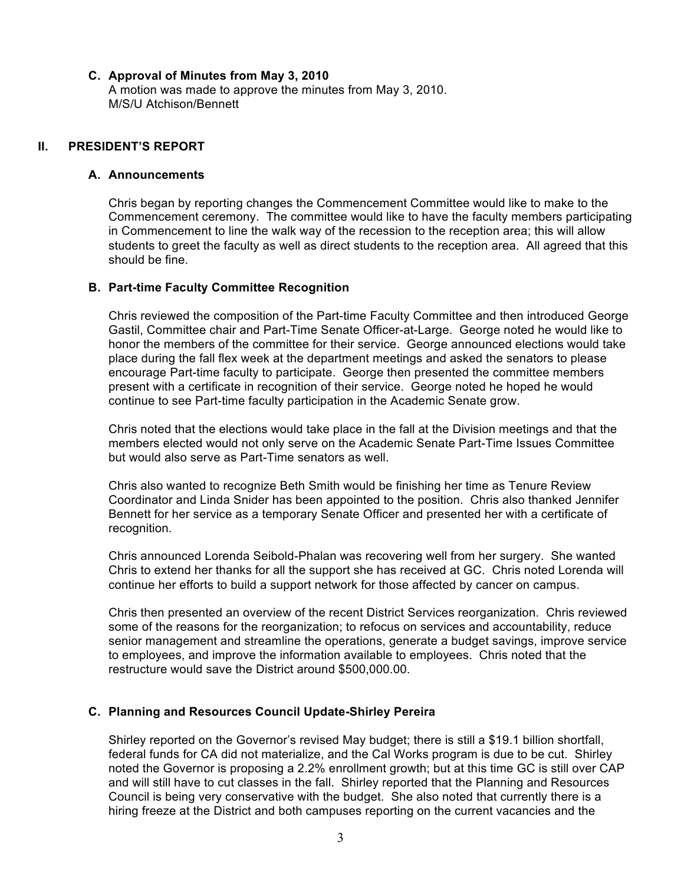### C. Approval of Minutes from May 3, 2010

A motion was made to approve the minutes from May 3, 2010.
M/S/U Atchison/Bennett

## II. PRESIDENT'S REPORT

### A. Announcements

Chris began by reporting changes the Commencement Committee would like to make to the Commencement ceremony. The committee would like to have the faculty members participating in Commencement to line the walk way of the recession to the reception area; this will allow students to greet the faculty as well as direct students to the reception area. All agreed that this should be fine.

### B. Part-time Faculty Committee Recognition

Chris reviewed the composition of the Part-time Faculty Committee and then introduced George Gastil, Committee chair and Part-Time Senate Officer-at-Large. George noted he would like to honor the members of the committee for their service. George announced elections would take place during the fall flex week at the department meetings and asked the senators to please encourage Part-time faculty to participate. George then presented the committee members present with a certificate in recognition of their service. George noted he hoped he would continue to see Part-time faculty participation in the Academic Senate grow.

Chris noted that the elections would take place in the fall at the Division meetings and that the members elected would not only serve on the Academic Senate Part-Time Issues Committee but would also serve as Part-Time senators as well.

Chris also wanted to recognize Beth Smith would be finishing her time as Tenure Review Coordinator and Linda Snider has been appointed to the position. Chris also thanked Jennifer Bennett for her service as a temporary Senate Officer and presented her with a certificate of recognition.

Chris announced Lorenda Seibold-Phalan was recovering well from her surgery. She wanted Chris to extend her thanks for all the support she has received at GC. Chris noted Lorenda will continue her efforts to build a support network for those affected by cancer on campus.

Chris then presented an overview of the recent District Services reorganization. Chris reviewed some of the reasons for the reorganization; to refocus on services and accountability, reduce senior management and streamline the operations, generate a budget savings, improve service to employees, and improve the information available to employees. Chris noted that the restructure would save the District around $500,000.00.

### C. Planning and Resources Council Update-Shirley Pereira

Shirley reported on the Governor's revised May budget; there is still a $19.1 billion shortfall, federal funds for CA did not materialize, and the Cal Works program is due to be cut. Shirley noted the Governor is proposing a 2.2% enrollment growth; but at this time GC is still over CAP and will still have to cut classes in the fall. Shirley reported that the Planning and Resources Council is being very conservative with the budget. She also noted that currently there is a hiring freeze at the District and both campuses reporting on the current vacancies and the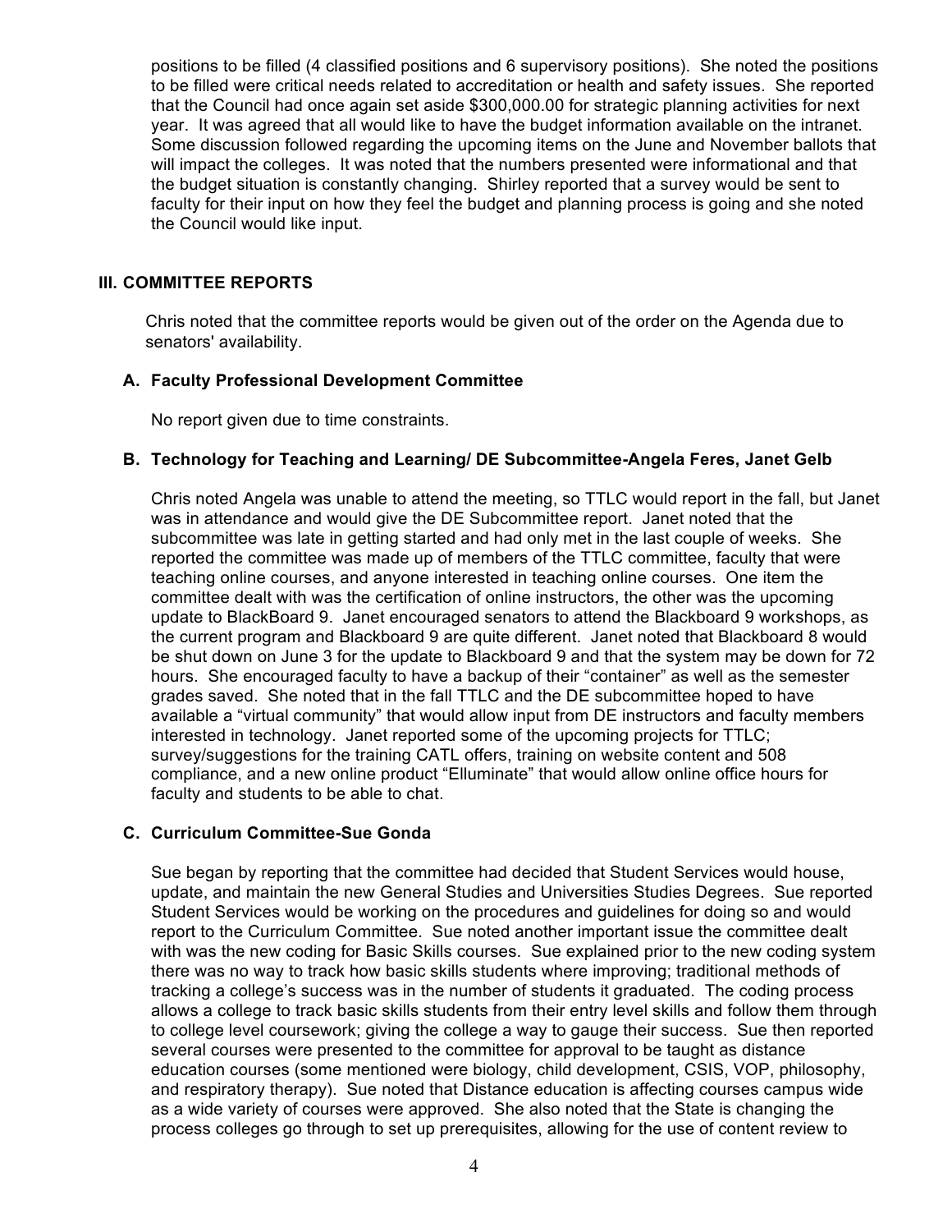positions to be filled (4 classified positions and 6 supervisory positions). She noted the positions to be filled were critical needs related to accreditation or health and safety issues. She reported that the Council had once again set aside $300,000.00 for strategic planning activities for next year. It was agreed that all would like to have the budget information available on the intranet. Some discussion followed regarding the upcoming items on the June and November ballots that will impact the colleges. It was noted that the numbers presented were informational and that the budget situation is constantly changing. Shirley reported that a survey would be sent to faculty for their input on how they feel the budget and planning process is going and she noted the Council would like input.

## III. COMMITTEE REPORTS

Chris noted that the committee reports would be given out of the order on the Agenda due to senators' availability.

### A. Faculty Professional Development Committee

No report given due to time constraints.

### B. Technology for Teaching and Learning/ DE Subcommittee-Angela Feres, Janet Gelb

Chris noted Angela was unable to attend the meeting, so TTLC would report in the fall, but Janet was in attendance and would give the DE Subcommittee report. Janet noted that the subcommittee was late in getting started and had only met in the last couple of weeks. She reported the committee was made up of members of the TTLC committee, faculty that were teaching online courses, and anyone interested in teaching online courses. One item the committee dealt with was the certification of online instructors, the other was the upcoming update to BlackBoard 9. Janet encouraged senators to attend the Blackboard 9 workshops, as the current program and Blackboard 9 are quite different. Janet noted that Blackboard 8 would be shut down on June 3 for the update to Blackboard 9 and that the system may be down for 72 hours. She encouraged faculty to have a backup of their "container" as well as the semester grades saved. She noted that in the fall TTLC and the DE subcommittee hoped to have available a "virtual community" that would allow input from DE instructors and faculty members interested in technology. Janet reported some of the upcoming projects for TTLC; survey/suggestions for the training CATL offers, training on website content and 508 compliance, and a new online product "Elluminate" that would allow online office hours for faculty and students to be able to chat.

### C. Curriculum Committee-Sue Gonda

Sue began by reporting that the committee had decided that Student Services would house, update, and maintain the new General Studies and Universities Studies Degrees. Sue reported Student Services would be working on the procedures and guidelines for doing so and would report to the Curriculum Committee. Sue noted another important issue the committee dealt with was the new coding for Basic Skills courses. Sue explained prior to the new coding system there was no way to track how basic skills students where improving; traditional methods of tracking a college's success was in the number of students it graduated. The coding process allows a college to track basic skills students from their entry level skills and follow them through to college level coursework; giving the college a way to gauge their success. Sue then reported several courses were presented to the committee for approval to be taught as distance education courses (some mentioned were biology, child development, CSIS, VOP, philosophy, and respiratory therapy). Sue noted that Distance education is affecting courses campus wide as a wide variety of courses were approved. She also noted that the State is changing the process colleges go through to set up prerequisites, allowing for the use of content review to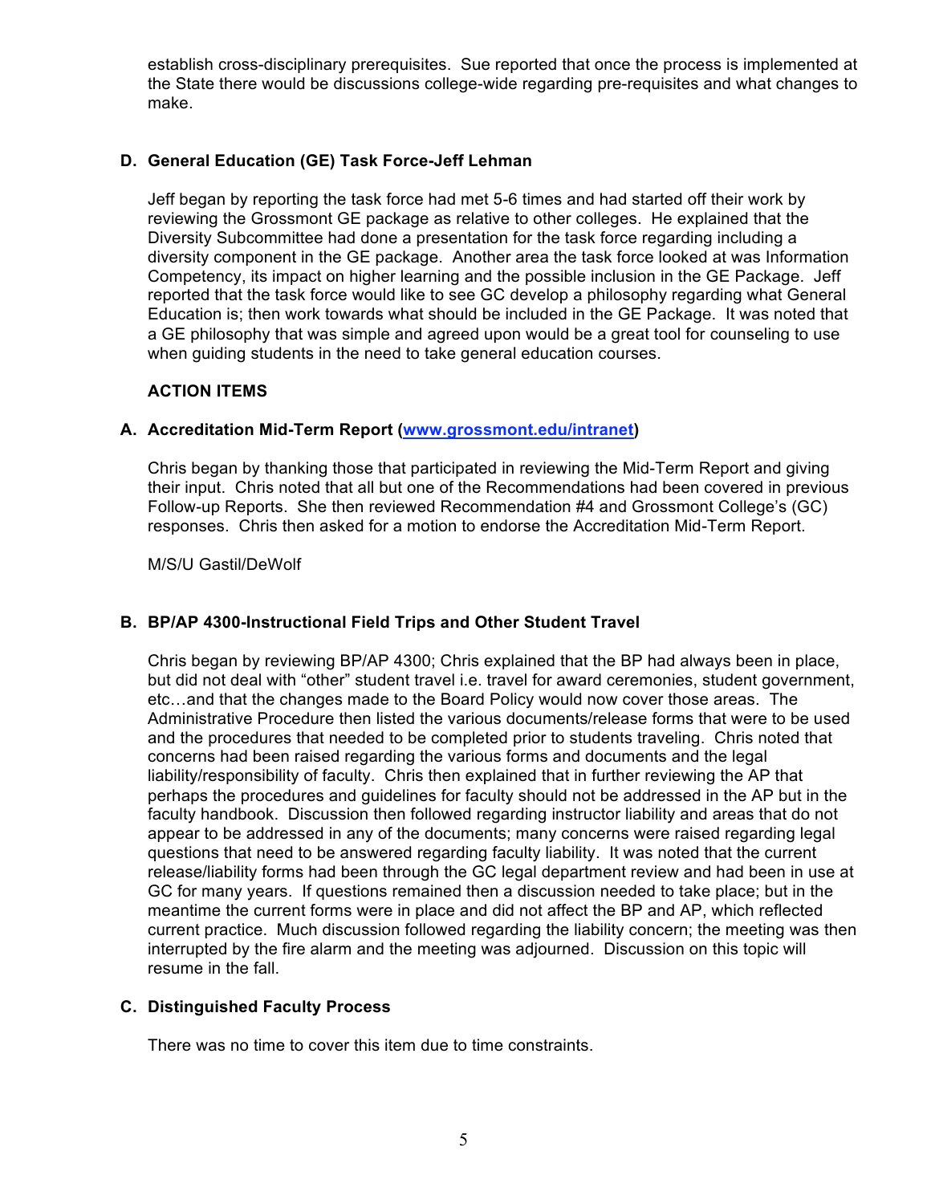establish cross-disciplinary prerequisites. Sue reported that once the process is implemented at the State there would be discussions college-wide regarding pre-requisites and what changes to make.

### D. General Education (GE) Task Force-Jeff Lehman

Jeff began by reporting the task force had met 5-6 times and had started off their work by reviewing the Grossmont GE package as relative to other colleges. He explained that the Diversity Subcommittee had done a presentation for the task force regarding including a diversity component in the GE package. Another area the task force looked at was Information Competency, its impact on higher learning and the possible inclusion in the GE Package. Jeff reported that the task force would like to see GC develop a philosophy regarding what General Education is; then work towards what should be included in the GE Package. It was noted that a GE philosophy that was simple and agreed upon would be a great tool for counseling to use when guiding students in the need to take general education courses.

## ACTION ITEMS

### A. Accreditation Mid-Term Report ([www.grossmont.edu/intranet](www.grossmont.edu/intranet))

Chris began by thanking those that participated in reviewing the Mid-Term Report and giving their input. Chris noted that all but one of the Recommendations had been covered in previous Follow-up Reports. She then reviewed Recommendation #4 and Grossmont College's (GC) responses. Chris then asked for a motion to endorse the Accreditation Mid-Term Report.

M/S/U Gastil/DeWolf

### B. BP/AP 4300-Instructional Field Trips and Other Student Travel

Chris began by reviewing BP/AP 4300; Chris explained that the BP had always been in place, but did not deal with "other" student travel i.e. travel for award ceremonies, student government, etc…and that the changes made to the Board Policy would now cover those areas. The Administrative Procedure then listed the various documents/release forms that were to be used and the procedures that needed to be completed prior to students traveling. Chris noted that concerns had been raised regarding the various forms and documents and the legal liability/responsibility of faculty. Chris then explained that in further reviewing the AP that perhaps the procedures and guidelines for faculty should not be addressed in the AP but in the faculty handbook. Discussion then followed regarding instructor liability and areas that do not appear to be addressed in any of the documents; many concerns were raised regarding legal questions that need to be answered regarding faculty liability. It was noted that the current release/liability forms had been through the GC legal department review and had been in use at GC for many years. If questions remained then a discussion needed to take place; but in the meantime the current forms were in place and did not affect the BP and AP, which reflected current practice. Much discussion followed regarding the liability concern; the meeting was then interrupted by the fire alarm and the meeting was adjourned. Discussion on this topic will resume in the fall.

### C. Distinguished Faculty Process

There was no time to cover this item due to time constraints.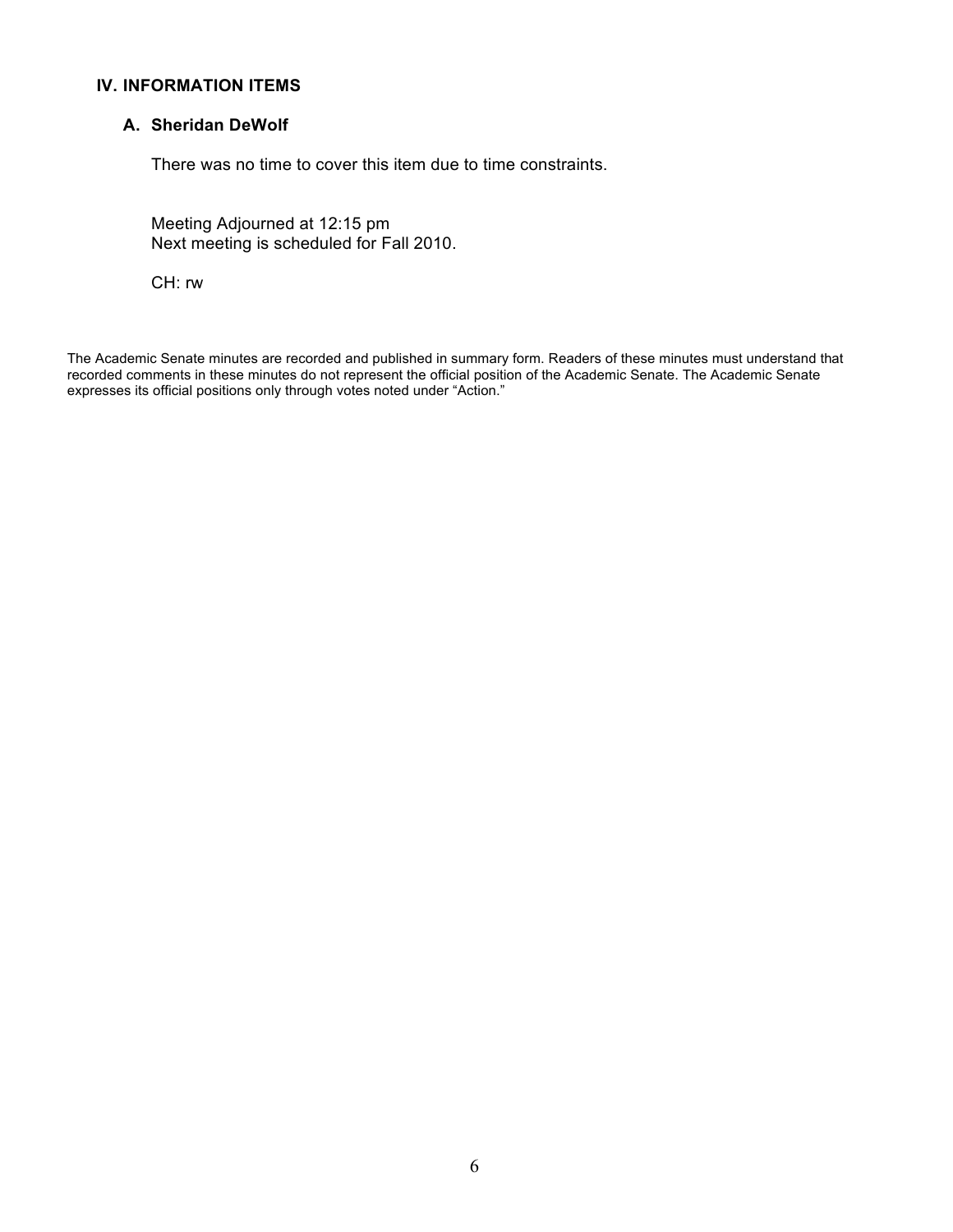## IV. INFORMATION ITEMS

### A. Sheridan DeWolf

There was no time to cover this item due to time constraints.

Meeting Adjourned at 12:15 pm
Next meeting is scheduled for Fall 2010.

CH: rw

The Academic Senate minutes are recorded and published in summary form. Readers of these minutes must understand that recorded comments in these minutes do not represent the official position of the Academic Senate. The Academic Senate expresses its official positions only through votes noted under "Action."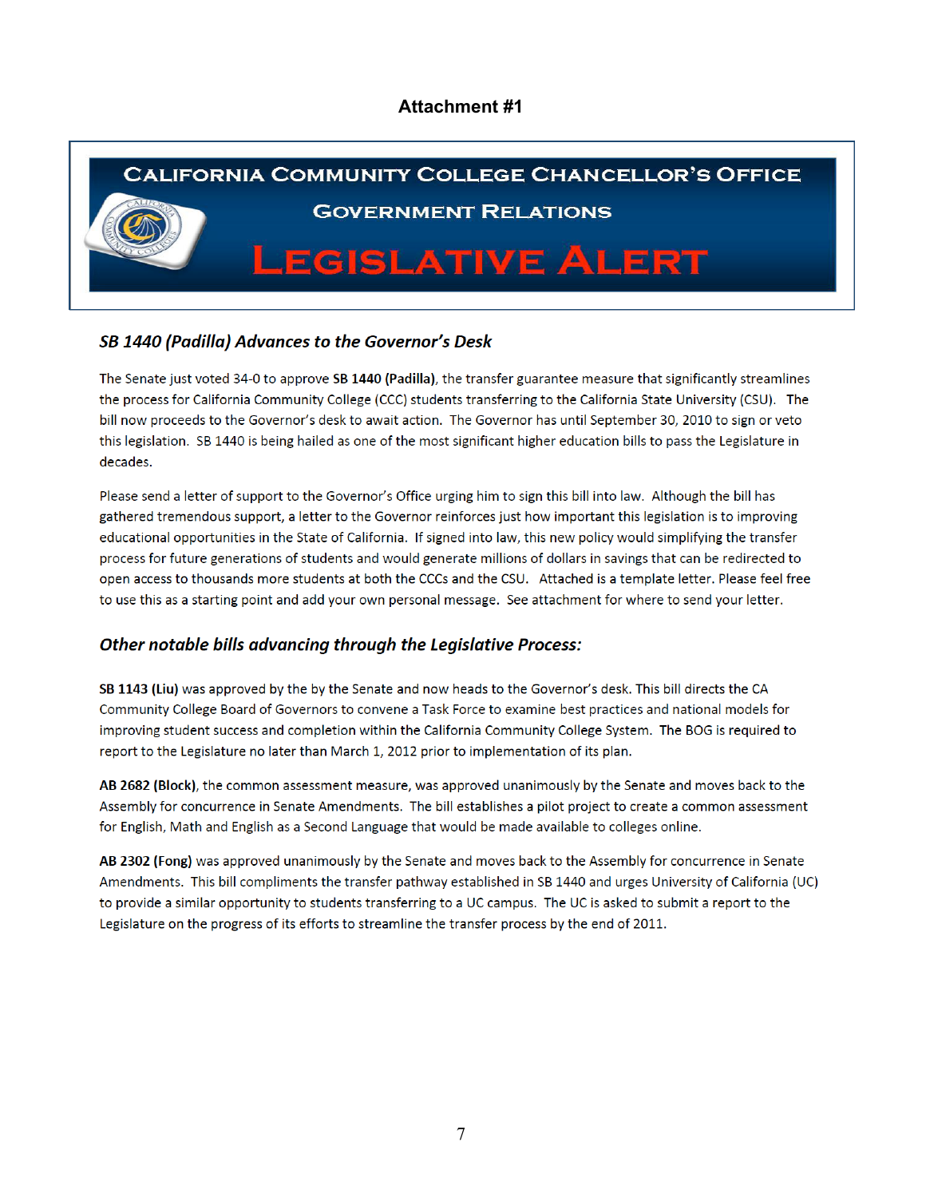**Attachment #1**

# California Community College Chancellor's Office

## Government Relations

# Legislative Alert

### *SB 1440 (Padilla) Advances to the Governor's Desk*

The Senate just voted 34-0 to approve **SB 1440 (Padilla)**, the transfer guarantee measure that significantly streamlines the process for California Community College (CCC) students transferring to the California State University (CSU). The bill now proceeds to the Governor's desk to await action. The Governor has until September 30, 2010 to sign or veto this legislation. SB 1440 is being hailed as one of the most significant higher education bills to pass the Legislature in decades.

Please send a letter of support to the Governor's Office urging him to sign this bill into law. Although the bill has gathered tremendous support, a letter to the Governor reinforces just how important this legislation is to improving educational opportunities in the State of California. If signed into law, this new policy would simplifying the transfer process for future generations of students and would generate millions of dollars in savings that can be redirected to open access to thousands more students at both the CCCs and the CSU. Attached is a template letter. Please feel free to use this as a starting point and add your own personal message. See attachment for where to send your letter.

### *Other notable bills advancing through the Legislative Process:*

**SB 1143 (Liu)** was approved by the by the Senate and now heads to the Governor's desk. This bill directs the CA Community College Board of Governors to convene a Task Force to examine best practices and national models for improving student success and completion within the California Community College System. The BOG is required to report to the Legislature no later than March 1, 2012 prior to implementation of its plan.

**AB 2682 (Block)**, the common assessment measure, was approved unanimously by the Senate and moves back to the Assembly for concurrence in Senate Amendments. The bill establishes a pilot project to create a common assessment for English, Math and English as a Second Language that would be made available to colleges online.

**AB 2302 (Fong)** was approved unanimously by the Senate and moves back to the Assembly for concurrence in Senate Amendments. This bill compliments the transfer pathway established in SB 1440 and urges University of California (UC) to provide a similar opportunity to students transferring to a UC campus. The UC is asked to submit a report to the Legislature on the progress of its efforts to streamline the transfer process by the end of 2011.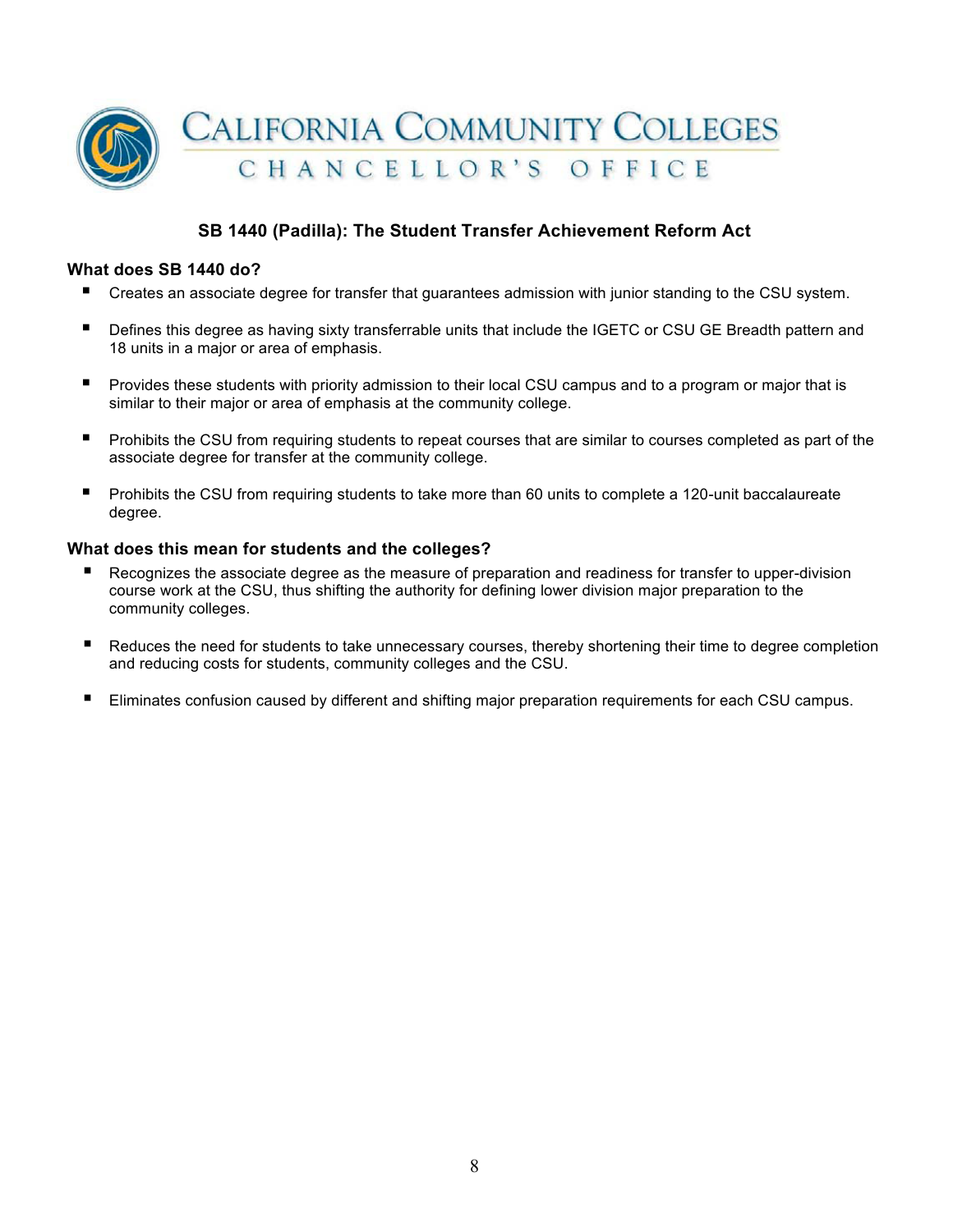California Community Colleges
Chancellor's Office

## SB 1440 (Padilla): The Student Transfer Achievement Reform Act

### What does SB 1440 do?

- Creates an associate degree for transfer that guarantees admission with junior standing to the CSU system.
- Defines this degree as having sixty transferrable units that include the IGETC or CSU GE Breadth pattern and 18 units in a major or area of emphasis.
- Provides these students with priority admission to their local CSU campus and to a program or major that is similar to their major or area of emphasis at the community college.
- Prohibits the CSU from requiring students to repeat courses that are similar to courses completed as part of the associate degree for transfer at the community college.
- Prohibits the CSU from requiring students to take more than 60 units to complete a 120-unit baccalaureate degree.

### What does this mean for students and the colleges?

- Recognizes the associate degree as the measure of preparation and readiness for transfer to upper-division course work at the CSU, thus shifting the authority for defining lower division major preparation to the community colleges.
- Reduces the need for students to take unnecessary courses, thereby shortening their time to degree completion and reducing costs for students, community colleges and the CSU.
- Eliminates confusion caused by different and shifting major preparation requirements for each CSU campus.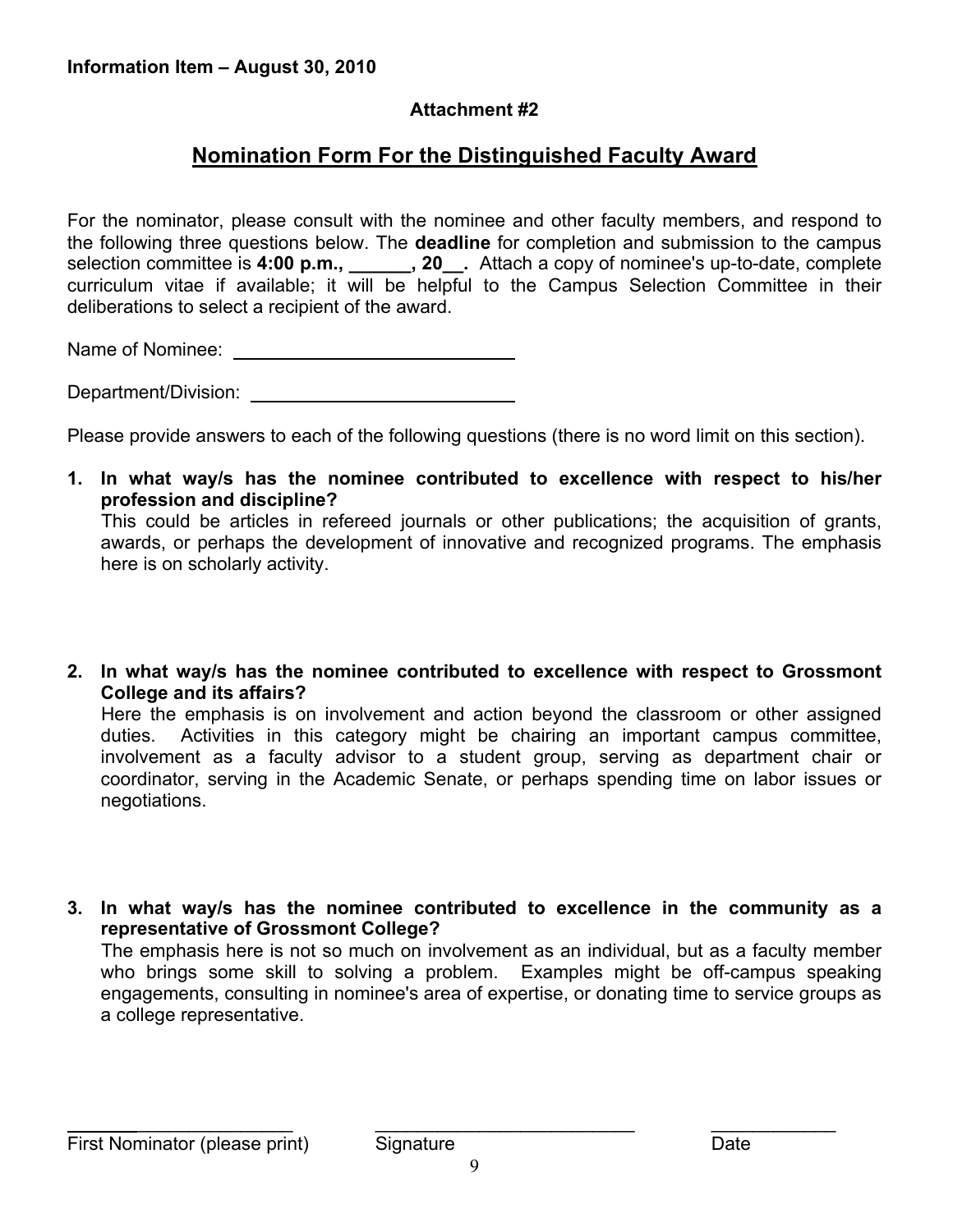**Information Item – August 30, 2010**

**Attachment #2**

# Nomination Form For the Distinguished Faculty Award

For the nominator, please consult with the nominee and other faculty members, and respond to the following three questions below. The **deadline** for completion and submission to the campus selection committee is **4:00 p.m., ______, 20__.** Attach a copy of nominee's up-to-date, complete curriculum vitae if available; it will be helpful to the Campus Selection Committee in their deliberations to select a recipient of the award.

Name of Nominee: ____________________________

Department/Division: ____________________________

Please provide answers to each of the following questions (there is no word limit on this section).

1. **In what way/s has the nominee contributed to excellence with respect to his/her profession and discipline?**
   This could be articles in refereed journals or other publications; the acquisition of grants, awards, or perhaps the development of innovative and recognized programs. The emphasis here is on scholarly activity.

2. **In what way/s has the nominee contributed to excellence with respect to Grossmont College and its affairs?**
   Here the emphasis is on involvement and action beyond the classroom or other assigned duties. Activities in this category might be chairing an important campus committee, involvement as a faculty advisor to a student group, serving as department chair or coordinator, serving in the Academic Senate, or perhaps spending time on labor issues or negotiations.

3. **In what way/s has the nominee contributed to excellence in the community as a representative of Grossmont College?**
   The emphasis here is not so much on involvement as an individual, but as a faculty member who brings some skill to solving a problem. Examples might be off-campus speaking engagements, consulting in nominee's area of expertise, or donating time to service groups as a college representative.

________________________ ____________________________ ____________

First Nominator (please print) Signature Date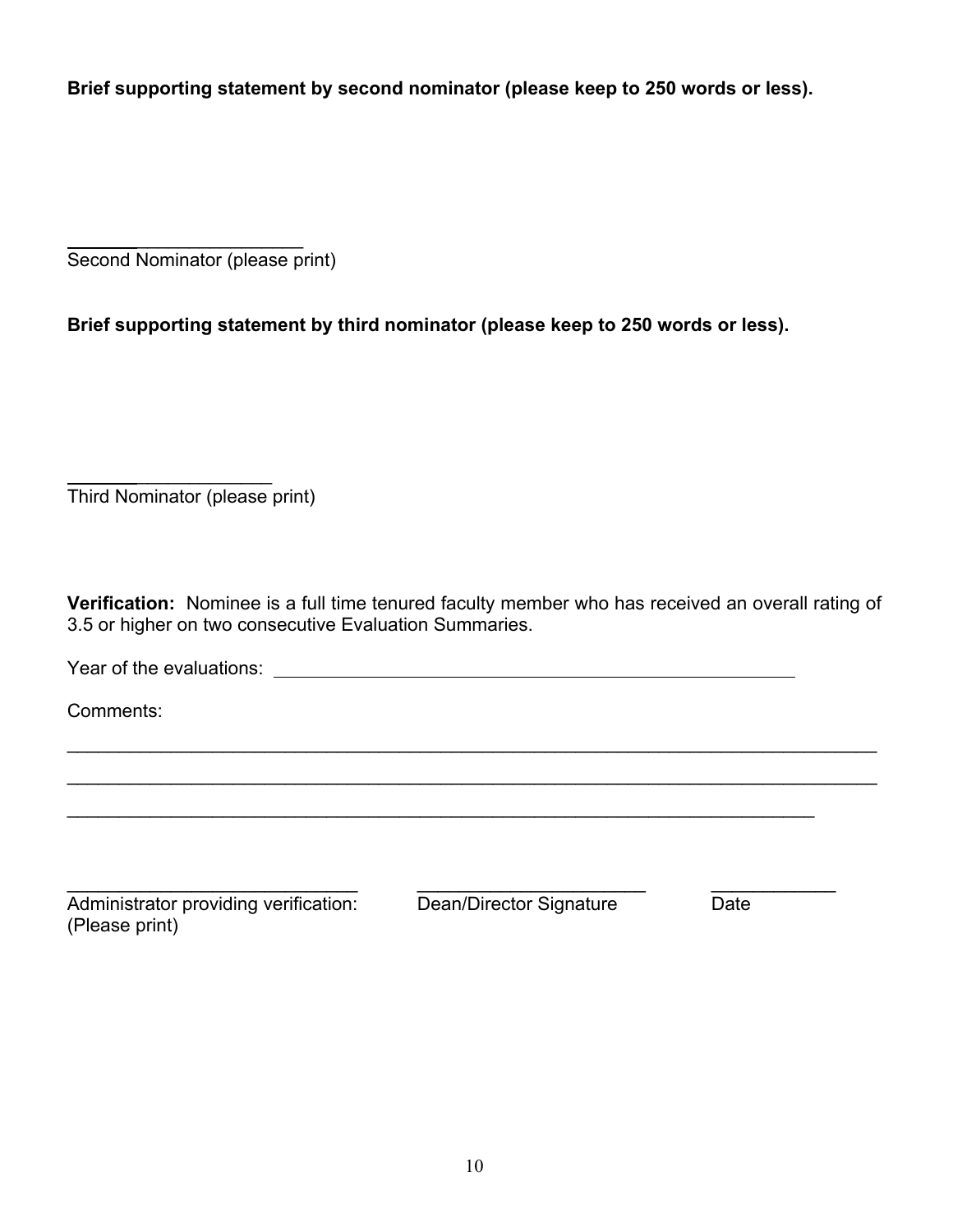**Brief supporting statement by second nominator (please keep to 250 words or less).**

\_\_\_\_\_\_\_\_\_\_\_\_\_\_\_\_\_\_\_\_\_\_\_\_
Second Nominator (please print)

**Brief supporting statement by third nominator (please keep to 250 words or less).**

\_\_\_\_\_\_\_\_\_\_\_\_\_\_\_\_\_\_\_\_\_
Third Nominator (please print)

**Verification:** Nominee is a full time tenured faculty member who has received an overall rating of 3.5 or higher on two consecutive Evaluation Summaries.

Year of the evaluations: \_\_\_\_\_\_\_\_\_\_\_\_\_\_\_\_\_\_\_\_\_\_\_\_\_\_\_\_\_\_\_\_\_\_\_\_\_\_\_\_\_\_\_\_\_\_\_\_\_\_\_\_

Comments:

\_\_\_\_\_\_\_\_\_\_\_\_\_\_\_\_\_\_\_\_\_\_\_\_\_\_\_\_\_\_\_\_\_\_\_\_\_\_\_\_\_\_\_\_\_\_\_\_\_\_\_\_\_\_\_\_\_\_\_\_\_\_\_\_\_\_\_\_\_\_\_\_\_\_\_\_\_\_\_\_

\_\_\_\_\_\_\_\_\_\_\_\_\_\_\_\_\_\_\_\_\_\_\_\_\_\_\_\_\_\_\_\_\_\_\_\_\_\_\_\_\_\_\_\_\_\_\_\_\_\_\_\_\_\_\_\_\_\_\_\_\_\_\_\_\_\_\_\_\_\_\_\_\_\_\_\_\_\_\_\_

\_\_\_\_\_\_\_\_\_\_\_\_\_\_\_\_\_\_\_\_\_\_\_\_\_\_\_\_\_\_\_\_\_\_\_\_\_\_\_\_\_\_\_\_\_\_\_\_\_\_\_\_\_\_\_\_\_\_\_\_\_\_\_\_\_\_\_\_\_\_\_\_\_

| \_\_\_\_\_\_\_\_\_\_\_\_\_\_\_\_\_\_\_\_\_\_\_\_\_\_\_\_\_\_ | \_\_\_\_\_\_\_\_\_\_\_\_\_\_\_\_\_\_\_\_\_\_\_\_ | \_\_\_\_\_\_\_\_\_\_\_\_\_ |
| --- | --- | --- |
| Administrator providing verification: (Please print) | Dean/Director Signature | Date |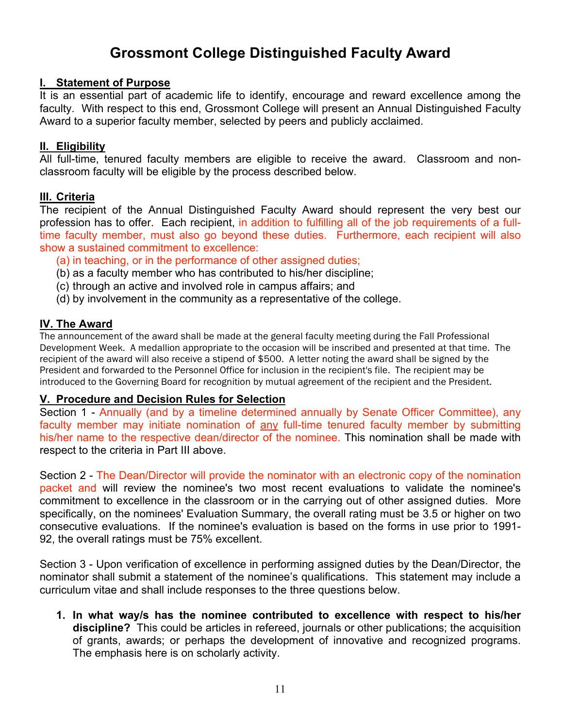# Grossmont College Distinguished Faculty Award

## I. Statement of Purpose

It is an essential part of academic life to identify, encourage and reward excellence among the faculty. With respect to this end, Grossmont College will present an Annual Distinguished Faculty Award to a superior faculty member, selected by peers and publicly acclaimed.

## II. Eligibility

All full-time, tenured faculty members are eligible to receive the award. Classroom and non-classroom faculty will be eligible by the process described below.

## III. Criteria

The recipient of the Annual Distinguished Faculty Award should represent the very best our profession has to offer. Each recipient, in addition to fulfilling all of the job requirements of a full-time faculty member, must also go beyond these duties. Furthermore, each recipient will also show a sustained commitment to excellence:

(a) in teaching, or in the performance of other assigned duties;
(b) as a faculty member who has contributed to his/her discipline;
(c) through an active and involved role in campus affairs; and
(d) by involvement in the community as a representative of the college.

## IV. The Award

The announcement of the award shall be made at the general faculty meeting during the Fall Professional Development Week. A medallion appropriate to the occasion will be inscribed and presented at that time. The recipient of the award will also receive a stipend of $500. A letter noting the award shall be signed by the President and forwarded to the Personnel Office for inclusion in the recipient's file. The recipient may be introduced to the Governing Board for recognition by mutual agreement of the recipient and the President.

## V. Procedure and Decision Rules for Selection

Section 1 - Annually (and by a timeline determined annually by Senate Officer Committee), any faculty member may initiate nomination of <u>any</u> full-time tenured faculty member by submitting his/her name to the respective dean/director of the nominee. This nomination shall be made with respect to the criteria in Part III above.

Section 2 - The Dean/Director will provide the nominator with an electronic copy of the nomination packet and will review the nominee's two most recent evaluations to validate the nominee's commitment to excellence in the classroom or in the carrying out of other assigned duties. More specifically, on the nominees' Evaluation Summary, the overall rating must be 3.5 or higher on two consecutive evaluations. If the nominee's evaluation is based on the forms in use prior to 1991-92, the overall ratings must be 75% excellent.

Section 3 - Upon verification of excellence in performing assigned duties by the Dean/Director, the nominator shall submit a statement of the nominee's qualifications. This statement may include a curriculum vitae and shall include responses to the three questions below.

1. **In what way/s has the nominee contributed to excellence with respect to his/her discipline?** This could be articles in refereed, journals or other publications; the acquisition of grants, awards; or perhaps the development of innovative and recognized programs. The emphasis here is on scholarly activity.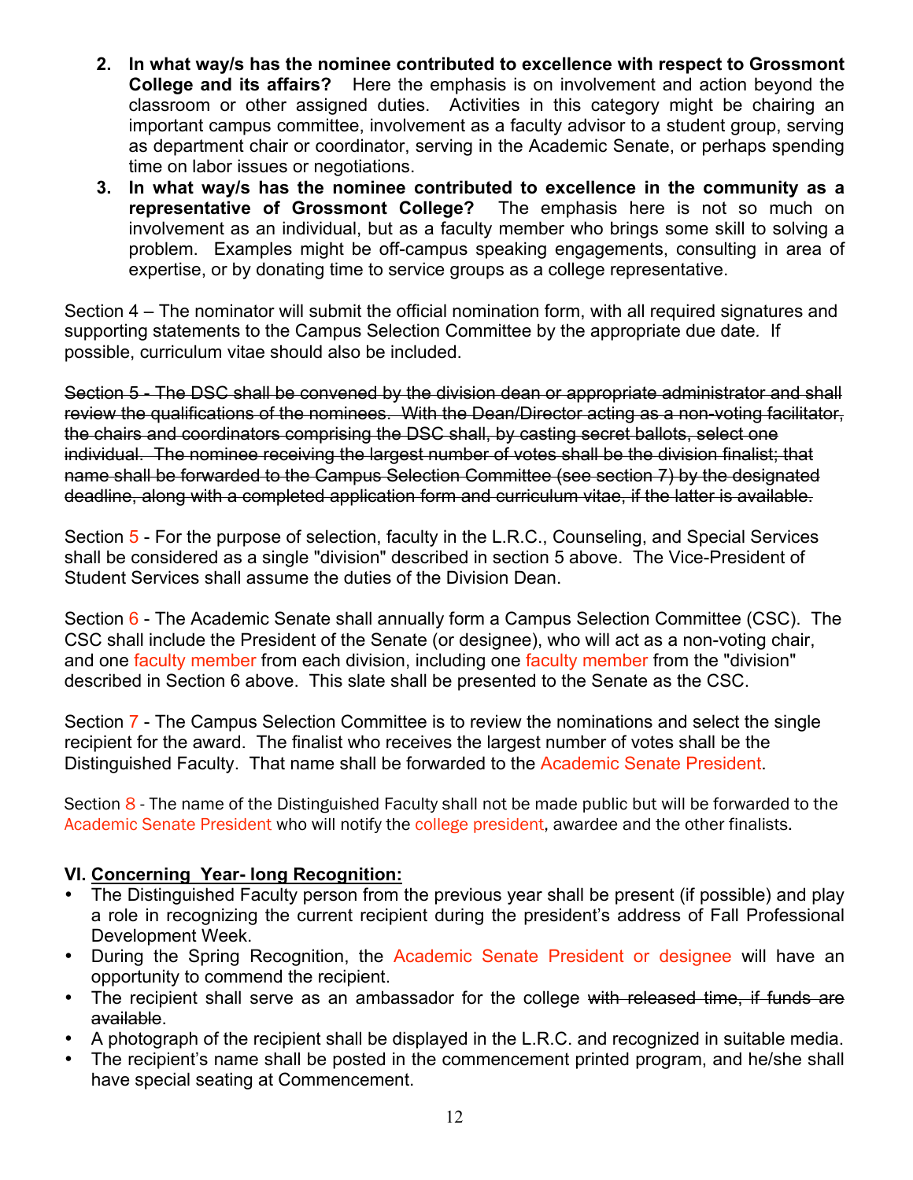2. **In what way/s has the nominee contributed to excellence with respect to Grossmont College and its affairs?** Here the emphasis is on involvement and action beyond the classroom or other assigned duties. Activities in this category might be chairing an important campus committee, involvement as a faculty advisor to a student group, serving as department chair or coordinator, serving in the Academic Senate, or perhaps spending time on labor issues or negotiations.
3. **In what way/s has the nominee contributed to excellence in the community as a representative of Grossmont College?** The emphasis here is not so much on involvement as an individual, but as a faculty member who brings some skill to solving a problem. Examples might be off-campus speaking engagements, consulting in area of expertise, or by donating time to service groups as a college representative.

Section 4 – The nominator will submit the official nomination form, with all required signatures and supporting statements to the Campus Selection Committee by the appropriate due date. If possible, curriculum vitae should also be included.

~~Section 5 - The DSC shall be convened by the division dean or appropriate administrator and shall review the qualifications of the nominees. With the Dean/Director acting as a non-voting facilitator, the chairs and coordinators comprising the DSC shall, by casting secret ballots, select one individual. The nominee receiving the largest number of votes shall be the division finalist; that name shall be forwarded to the Campus Selection Committee (see section 7) by the designated deadline, along with a completed application form and curriculum vitae, if the latter is available.~~

Section 5 - For the purpose of selection, faculty in the L.R.C., Counseling, and Special Services shall be considered as a single "division" described in section 5 above. The Vice-President of Student Services shall assume the duties of the Division Dean.

Section 6 - The Academic Senate shall annually form a Campus Selection Committee (CSC). The CSC shall include the President of the Senate (or designee), who will act as a non-voting chair, and one faculty member from each division, including one faculty member from the "division" described in Section 6 above. This slate shall be presented to the Senate as the CSC.

Section 7 - The Campus Selection Committee is to review the nominations and select the single recipient for the award. The finalist who receives the largest number of votes shall be the Distinguished Faculty. That name shall be forwarded to the Academic Senate President.

Section 8 - The name of the Distinguished Faculty shall not be made public but will be forwarded to the Academic Senate President who will notify the college president, awardee and the other finalists.

### VI. Concerning Year- long Recognition:

- The Distinguished Faculty person from the previous year shall be present (if possible) and play a role in recognizing the current recipient during the president's address of Fall Professional Development Week.
- During the Spring Recognition, the Academic Senate President or designee will have an opportunity to commend the recipient.
- The recipient shall serve as an ambassador for the college ~~with released time, if funds are available~~.
- A photograph of the recipient shall be displayed in the L.R.C. and recognized in suitable media.
- The recipient's name shall be posted in the commencement printed program, and he/she shall have special seating at Commencement.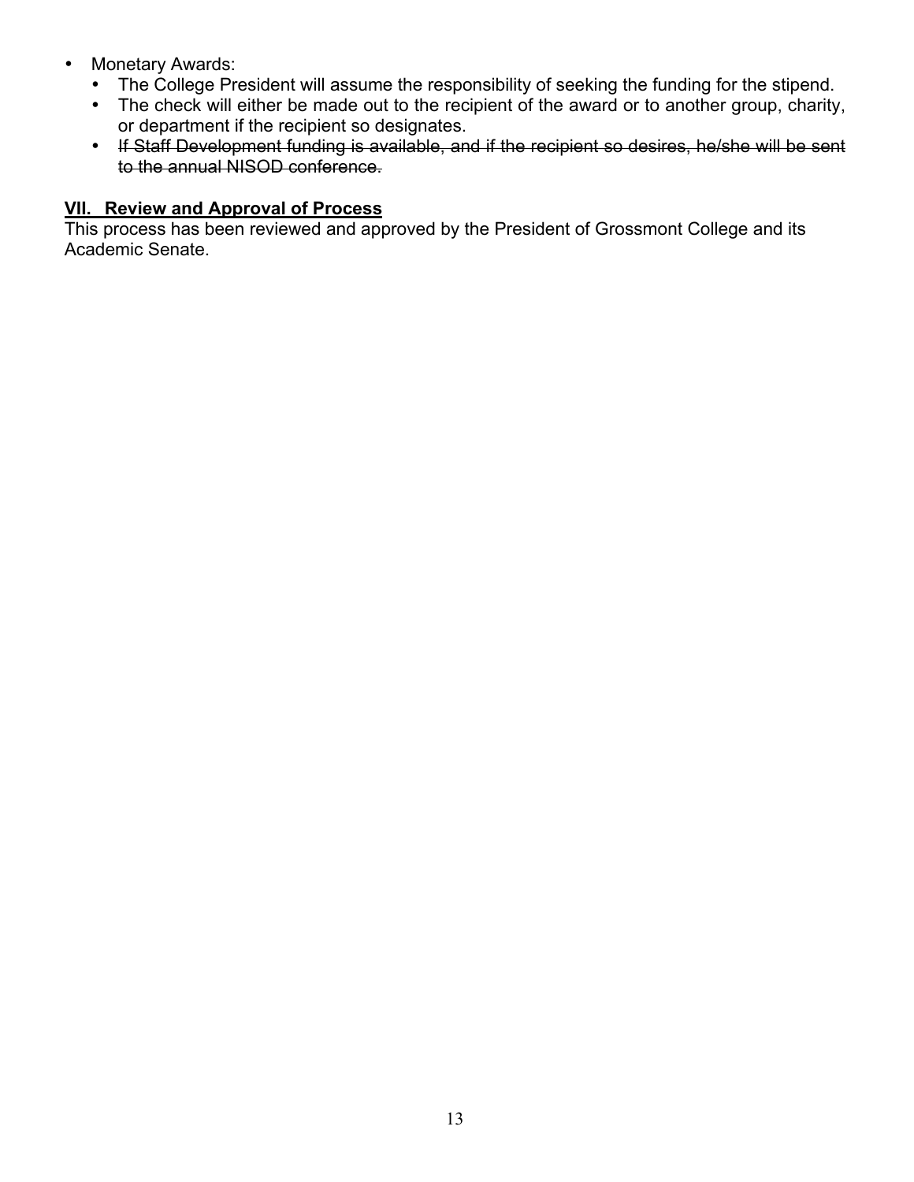- Monetary Awards:
  - The College President will assume the responsibility of seeking the funding for the stipend.
  - The check will either be made out to the recipient of the award or to another group, charity, or department if the recipient so designates.
  - ~~If Staff Development funding is available, and if the recipient so desires, he/she will be sent to the annual NISOD conference.~~

## VII. Review and Approval of Process

This process has been reviewed and approved by the President of Grossmont College and its Academic Senate.